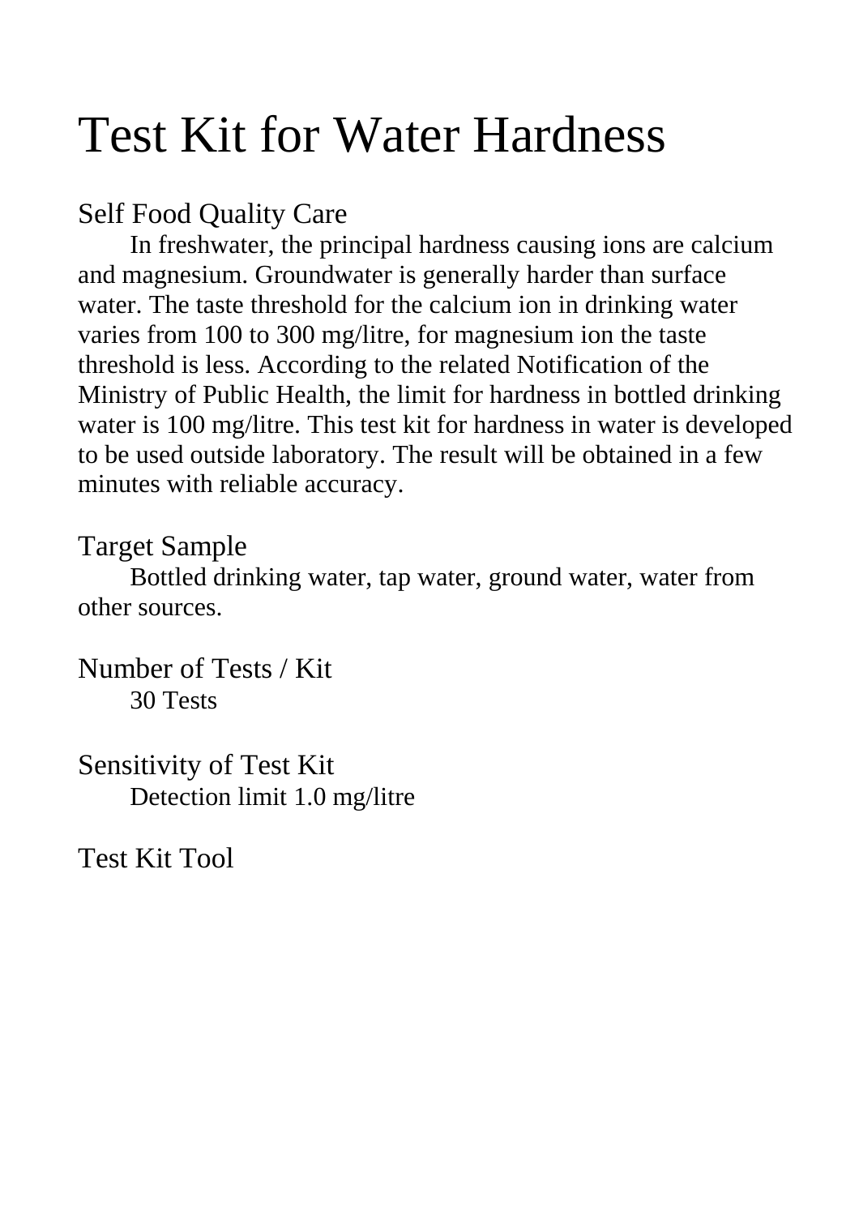# Test Kit for Water Hardness

## Self Food Quality Care

In freshwater, the principal hardness causing ions are calcium and magnesium. Groundwater is generally harder than surface water. The taste threshold for the calcium ion in drinking water varies from 100 to 300 mg/litre, for magnesium ion the taste threshold is less. According to the related Notification of the Ministry of Public Health, the limit for hardness in bottled drinking water is 100 mg/litre. This test kit for hardness in water is developed to be used outside laboratory. The result will be obtained in a few minutes with reliable accuracy.

## Target Sample

Bottled drinking water, tap water, ground water, water from other sources.

## Number of Tests / Kit

30 Tests

## Sensitivity of Test Kit

Detection limit 1.0 mg/litre

## Test Kit Tool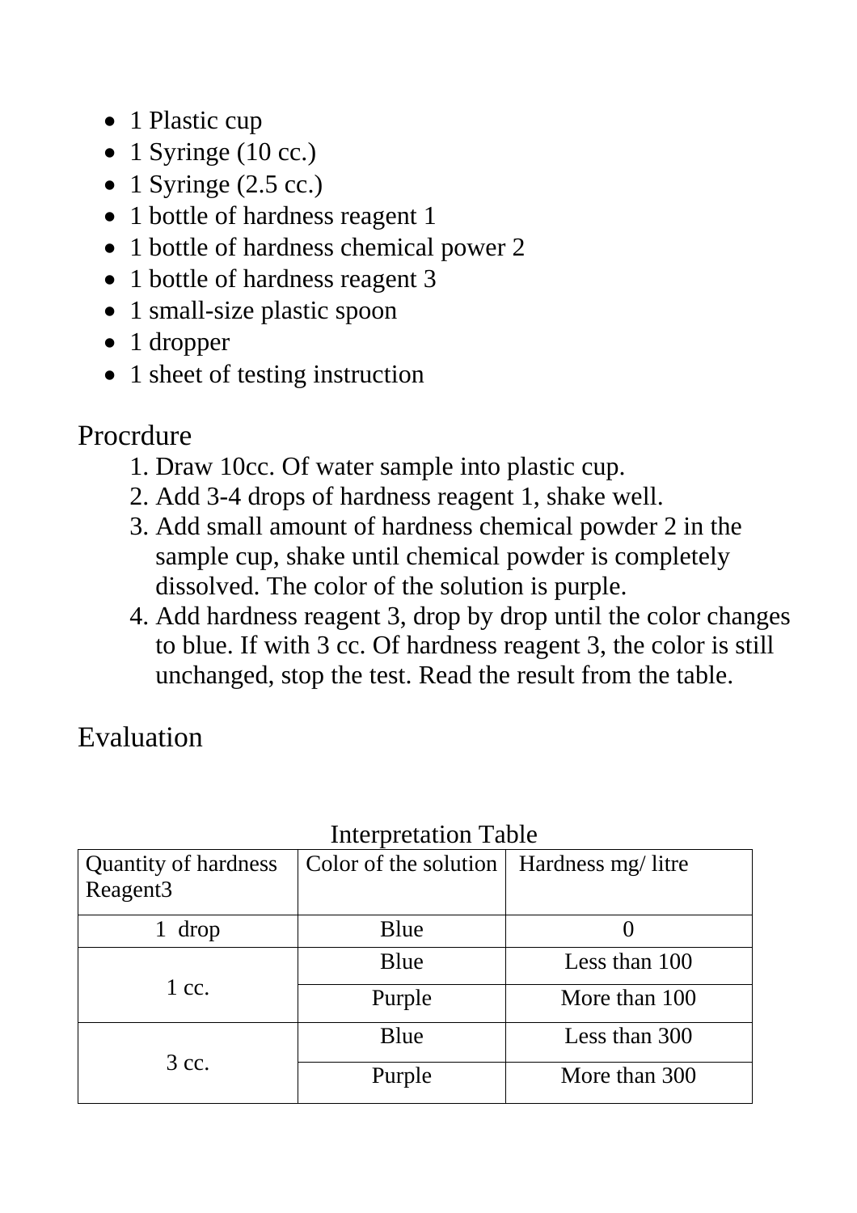- 1 Plastic cup
- 1 Syringe (10 cc.)
- 1 Syringe (2.5 cc.)
- 1 bottle of hardness reagent 1
- 1 bottle of hardness chemical power 2
- 1 bottle of hardness reagent 3
- 1 small-size plastic spoon
- 1 dropper
- 1 sheet of testing instruction

## Procrdure

1. Draw 10cc. Of water sample into plastic cup.
2. Add 3-4 drops of hardness reagent 1, shake well.
3. Add small amount of hardness chemical powder 2 in the sample cup, shake until chemical powder is completely dissolved. The color of the solution is purple.
4. Add hardness reagent 3, drop by drop until the color changes to blue. If with 3 cc. Of hardness reagent 3, the color is still unchanged, stop the test. Read the result from the table.

## Evaluation

Interpretation Table

| Quantity of hardness Reagent3 | Color of the solution | Hardness mg/ litre |
|---|---|---|
| 1 drop | Blue | 0 |
| 1 cc. | Blue | Less than 100 |
| | Purple | More than 100 |
| 3 cc. | Blue | Less than 300 |
| | Purple | More than 300 |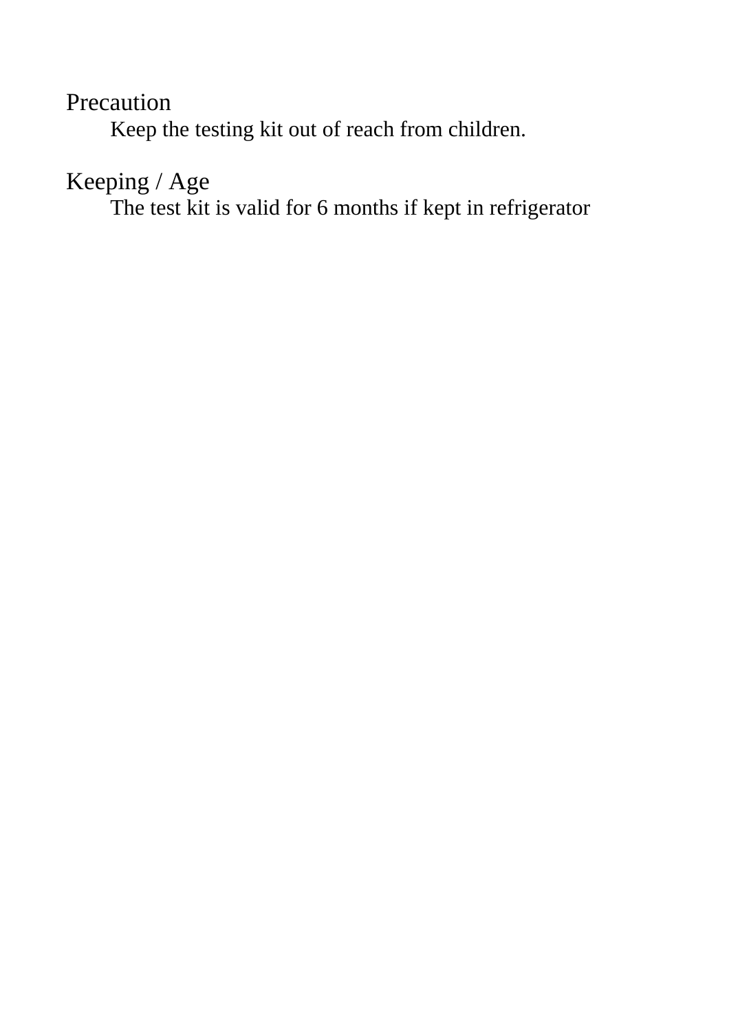## Precaution

Keep the testing kit out of reach from children.

## Keeping / Age

The test kit is valid for 6 months if kept in refrigerator